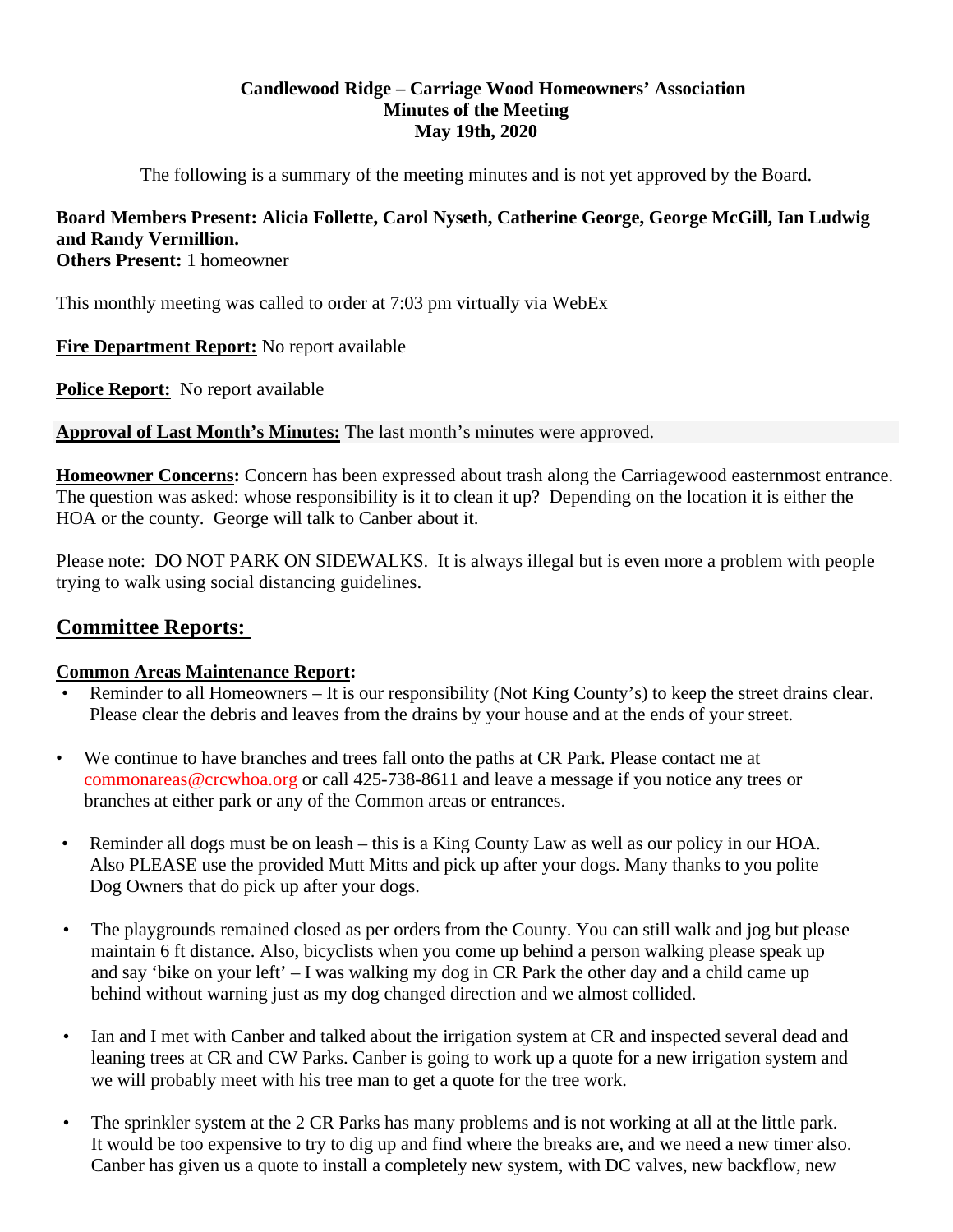**Candlewood Ridge – Carriage Wood Homeowners' Association**
**Minutes of the Meeting**
**May 19th, 2020**

The following is a summary of the meeting minutes and is not yet approved by the Board.

**Board Members Present: Alicia Follette, Carol Nyseth, Catherine George, George McGill, Ian Ludwig and Randy Vermillion.**
**Others Present:** 1 homeowner

This monthly meeting was called to order at 7:03 pm virtually via WebEx

**Fire Department Report:** No report available

**Police Report:** No report available

**Approval of Last Month's Minutes:** The last month's minutes were approved.

**Homeowner Concerns:** Concern has been expressed about trash along the Carriagewood easternmost entrance. The question was asked: whose responsibility is it to clean it up? Depending on the location it is either the HOA or the county. George will talk to Canber about it.

Please note: DO NOT PARK ON SIDEWALKS. It is always illegal but is even more a problem with people trying to walk using social distancing guidelines.

## Committee Reports:

**Common Areas Maintenance Report:**

- Reminder to all Homeowners – It is our responsibility (Not King County's) to keep the street drains clear. Please clear the debris and leaves from the drains by your house and at the ends of your street.
- We continue to have branches and trees fall onto the paths at CR Park. Please contact me at commonareas@crcwhoa.org or call 425-738-8611 and leave a message if you notice any trees or branches at either park or any of the Common areas or entrances.
- Reminder all dogs must be on leash – this is a King County Law as well as our policy in our HOA. Also PLEASE use the provided Mutt Mitts and pick up after your dogs. Many thanks to you polite Dog Owners that do pick up after your dogs.
- The playgrounds remained closed as per orders from the County. You can still walk and jog but please maintain 6 ft distance. Also, bicyclists when you come up behind a person walking please speak up and say 'bike on your left' – I was walking my dog in CR Park the other day and a child came up behind without warning just as my dog changed direction and we almost collided.
- Ian and I met with Canber and talked about the irrigation system at CR and inspected several dead and leaning trees at CR and CW Parks. Canber is going to work up a quote for a new irrigation system and we will probably meet with his tree man to get a quote for the tree work.
- The sprinkler system at the 2 CR Parks has many problems and is not working at all at the little park. It would be too expensive to try to dig up and find where the breaks are, and we need a new timer also. Canber has given us a quote to install a completely new system, with DC valves, new backflow, new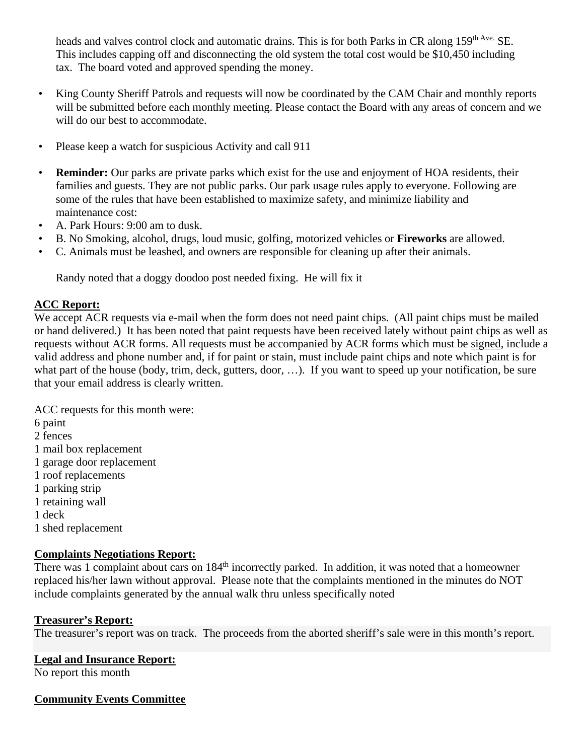heads and valves control clock and automatic drains. This is for both Parks in CR along 159th Ave. SE. This includes capping off and disconnecting the old system the total cost would be $10,450 including tax. The board voted and approved spending the money.

- King County Sheriff Patrols and requests will now be coordinated by the CAM Chair and monthly reports will be submitted before each monthly meeting. Please contact the Board with any areas of concern and we will do our best to accommodate.

- Please keep a watch for suspicious Activity and call 911

- **Reminder:** Our parks are private parks which exist for the use and enjoyment of HOA residents, their families and guests. They are not public parks. Our park usage rules apply to everyone. Following are some of the rules that have been established to maximize safety, and minimize liability and maintenance cost:
- A. Park Hours: 9:00 am to dusk.
- B. No Smoking, alcohol, drugs, loud music, golfing, motorized vehicles or **Fireworks** are allowed.
- C. Animals must be leashed, and owners are responsible for cleaning up after their animals.

Randy noted that a doggy doodoo post needed fixing. He will fix it

## ACC Report:

We accept ACR requests via e-mail when the form does not need paint chips. (All paint chips must be mailed or hand delivered.) It has been noted that paint requests have been received lately without paint chips as well as requests without ACR forms. All requests must be accompanied by ACR forms which must be signed, include a valid address and phone number and, if for paint or stain, must include paint chips and note which paint is for what part of the house (body, trim, deck, gutters, door, …). If you want to speed up your notification, be sure that your email address is clearly written.

ACC requests for this month were:
6 paint
2 fences
1 mail box replacement
1 garage door replacement
1 roof replacements
1 parking strip
1 retaining wall
1 deck
1 shed replacement

## Complaints Negotiations Report:

There was 1 complaint about cars on 184th incorrectly parked. In addition, it was noted that a homeowner replaced his/her lawn without approval. Please note that the complaints mentioned in the minutes do NOT include complaints generated by the annual walk thru unless specifically noted

## Treasurer's Report:

The treasurer's report was on track. The proceeds from the aborted sheriff's sale were in this month's report.

## Legal and Insurance Report:

No report this month

## Community Events Committee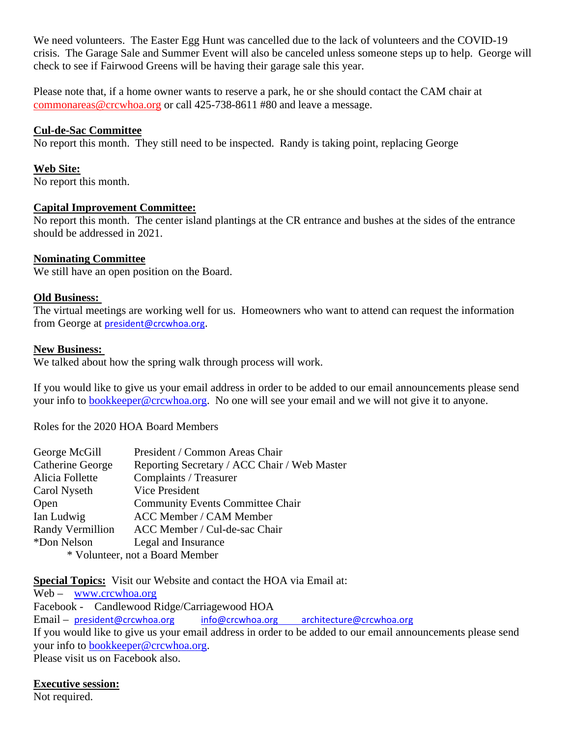We need volunteers. The Easter Egg Hunt was cancelled due to the lack of volunteers and the COVID-19 crisis. The Garage Sale and Summer Event will also be canceled unless someone steps up to help. George will check to see if Fairwood Greens will be having their garage sale this year.

Please note that, if a home owner wants to reserve a park, he or she should contact the CAM chair at commonareas@crcwhoa.org or call 425-738-8611 #80 and leave a message.

**Cul-de-Sac Committee**

No report this month. They still need to be inspected. Randy is taking point, replacing George

**Web Site:**

No report this month.

**Capital Improvement Committee:**

No report this month. The center island plantings at the CR entrance and bushes at the sides of the entrance should be addressed in 2021.

**Nominating Committee**

We still have an open position on the Board.

**Old Business:**

The virtual meetings are working well for us. Homeowners who want to attend can request the information from George at president@crcwhoa.org.

**New Business:**

We talked about how the spring walk through process will work.

If you would like to give us your email address in order to be added to our email announcements please send your info to bookkeeper@crcwhoa.org. No one will see your email and we will not give it to anyone.

Roles for the 2020 HOA Board Members

| | |
|---|---|
| George McGill | President / Common Areas Chair |
| Catherine George | Reporting Secretary / ACC Chair / Web Master |
| Alicia Follette | Complaints / Treasurer |
| Carol Nyseth | Vice President |
| Open | Community Events Committee Chair |
| Ian Ludwig | ACC Member / CAM Member |
| Randy Vermillion | ACC Member / Cul-de-sac Chair |
| *Don Nelson | Legal and Insurance |

\* Volunteer, not a Board Member

**Special Topics:** Visit our Website and contact the HOA via Email at:

Web – www.crcwhoa.org

Facebook - Candlewood Ridge/Carriagewood HOA

Email – president@crcwhoa.org info@crcwhoa.org architecture@crcwhoa.org

If you would like to give us your email address in order to be added to our email announcements please send your info to bookkeeper@crcwhoa.org.

Please visit us on Facebook also.

**Executive session:**

Not required.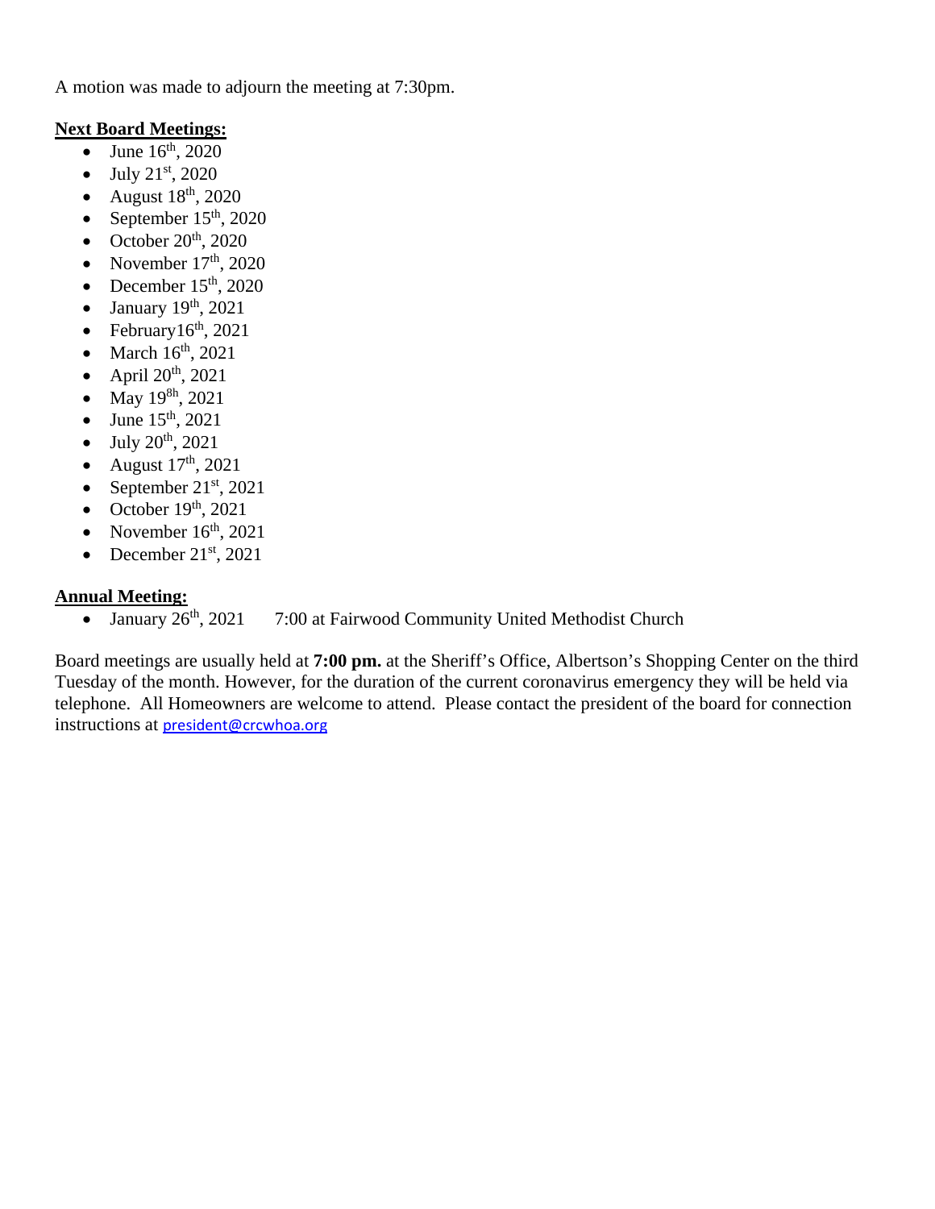A motion was made to adjourn the meeting at 7:30pm.

**Next Board Meetings:**

- June 16th, 2020
- July 21st, 2020
- August 18th, 2020
- September 15th, 2020
- October 20th, 2020
- November 17th, 2020
- December 15th, 2020
- January 19th, 2021
- February16th, 2021
- March 16th, 2021
- April 20th, 2021
- May 198h, 2021
- June 15th, 2021
- July 20th, 2021
- August 17th, 2021
- September 21st, 2021
- October 19th, 2021
- November 16th, 2021
- December 21st, 2021

**Annual Meeting:**

- January 26th, 2021 7:00 at Fairwood Community United Methodist Church

Board meetings are usually held at **7:00 pm.** at the Sheriff's Office, Albertson's Shopping Center on the third Tuesday of the month. However, for the duration of the current coronavirus emergency they will be held via telephone. All Homeowners are welcome to attend. Please contact the president of the board for connection instructions at president@crcwhoa.org